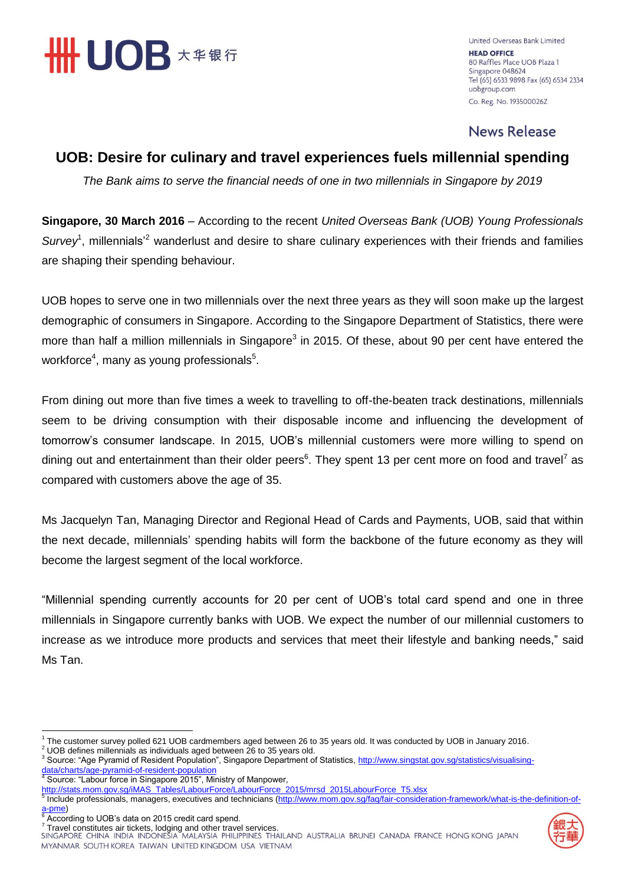United Overseas Bank Limited
**HEAD OFFICE**
80 Raffles Place UOB Plaza 1
Singapore 048624
Tel (65) 6533 9898 Fax (65) 6534 2334
uobgroup.com
Co. Reg. No. 193500026Z

News Release

# UOB: Desire for culinary and travel experiences fuels millennial spending

*The Bank aims to serve the financial needs of one in two millennials in Singapore by 2019*

**Singapore, 30 March 2016** – According to the recent *United Overseas Bank (UOB) Young Professionals Survey*[1], millennials'[2] wanderlust and desire to share culinary experiences with their friends and families are shaping their spending behaviour.

UOB hopes to serve one in two millennials over the next three years as they will soon make up the largest demographic of consumers in Singapore. According to the Singapore Department of Statistics, there were more than half a million millennials in Singapore[3] in 2015. Of these, about 90 per cent have entered the workforce[4], many as young professionals[5].

From dining out more than five times a week to travelling to off-the-beaten track destinations, millennials seem to be driving consumption with their disposable income and influencing the development of tomorrow's consumer landscape. In 2015, UOB's millennial customers were more willing to spend on dining out and entertainment than their older peers[6]. They spent 13 per cent more on food and travel[7] as compared with customers above the age of 35.

Ms Jacquelyn Tan, Managing Director and Regional Head of Cards and Payments, UOB, said that within the next decade, millennials' spending habits will form the backbone of the future economy as they will become the largest segment of the local workforce.

"Millennial spending currently accounts for 20 per cent of UOB's total card spend and one in three millennials in Singapore currently banks with UOB. We expect the number of our millennial customers to increase as we introduce more products and services that meet their lifestyle and banking needs," said Ms Tan.

---

[1] The customer survey polled 621 UOB cardmembers aged between 26 to 35 years old. It was conducted by UOB in January 2016.
[2] UOB defines millennials as individuals aged between 26 to 35 years old.
[3] Source: "Age Pyramid of Resident Population", Singapore Department of Statistics, http://www.singstat.gov.sg/statistics/visualising-data/charts/age-pyramid-of-resident-population
[4] Source: "Labour force in Singapore 2015", Ministry of Manpower, http://stats.mom.gov.sg/iMAS_Tables/LabourForce/LabourForce_2015/mrsd_2015LabourForce_T5.xlsx
[5] Include professionals, managers, executives and technicians (http://www.mom.gov.sg/faq/fair-consideration-framework/what-is-the-definition-of-a-pme)
[6] According to UOB's data on 2015 credit card spend.
[7] Travel constitutes air tickets, lodging and other travel services.

SINGAPORE CHINA INDIA INDONESIA MALAYSIA PHILIPPINES THAILAND AUSTRALIA BRUNEI CANADA FRANCE HONG KONG JAPAN MYANMAR SOUTH KOREA TAIWAN UNITED KINGDOM USA VIETNAM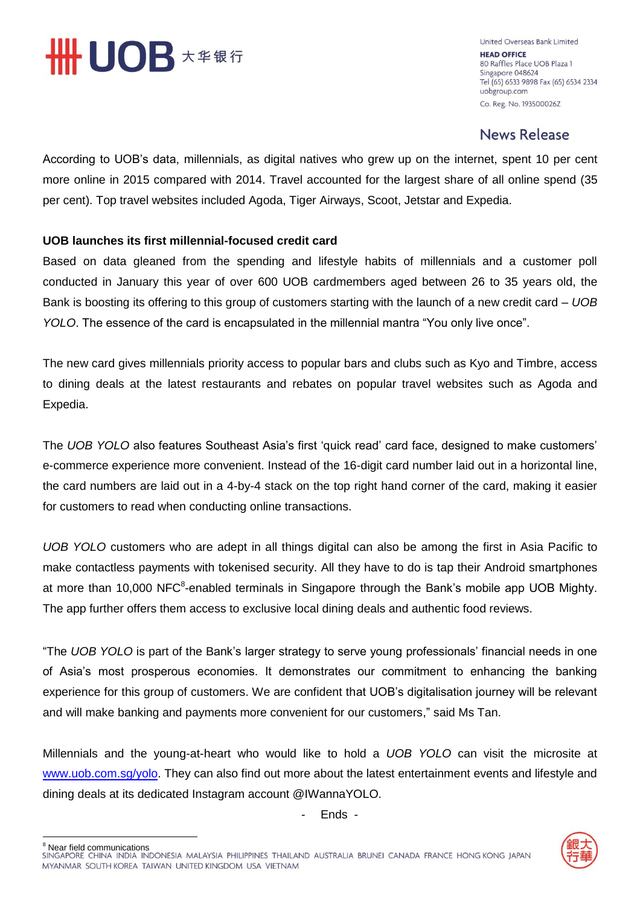According to UOB's data, millennials, as digital natives who grew up on the internet, spent 10 per cent more online in 2015 compared with 2014. Travel accounted for the largest share of all online spend (35 per cent). Top travel websites included Agoda, Tiger Airways, Scoot, Jetstar and Expedia.

**UOB launches its first millennial-focused credit card**

Based on data gleaned from the spending and lifestyle habits of millennials and a customer poll conducted in January this year of over 600 UOB cardmembers aged between 26 to 35 years old, the Bank is boosting its offering to this group of customers starting with the launch of a new credit card – *UOB YOLO*. The essence of the card is encapsulated in the millennial mantra "You only live once".

The new card gives millennials priority access to popular bars and clubs such as Kyo and Timbre, access to dining deals at the latest restaurants and rebates on popular travel websites such as Agoda and Expedia.

The *UOB YOLO* also features Southeast Asia's first 'quick read' card face, designed to make customers' e-commerce experience more convenient. Instead of the 16-digit card number laid out in a horizontal line, the card numbers are laid out in a 4-by-4 stack on the top right hand corner of the card, making it easier for customers to read when conducting online transactions.

*UOB YOLO* customers who are adept in all things digital can also be among the first in Asia Pacific to make contactless payments with tokenised security. All they have to do is tap their Android smartphones at more than 10,000 NFC[8]-enabled terminals in Singapore through the Bank's mobile app UOB Mighty. The app further offers them access to exclusive local dining deals and authentic food reviews.

"The *UOB YOLO* is part of the Bank's larger strategy to serve young professionals' financial needs in one of Asia's most prosperous economies. It demonstrates our commitment to enhancing the banking experience for this group of customers. We are confident that UOB's digitalisation journey will be relevant and will make banking and payments more convenient for our customers," said Ms Tan.

Millennials and the young-at-heart who would like to hold a *UOB YOLO* can visit the microsite at www.uob.com.sg/yolo. They can also find out more about the latest entertainment events and lifestyle and dining deals at its dedicated Instagram account @IWannaYOLO.

- Ends -

[8] Near field communications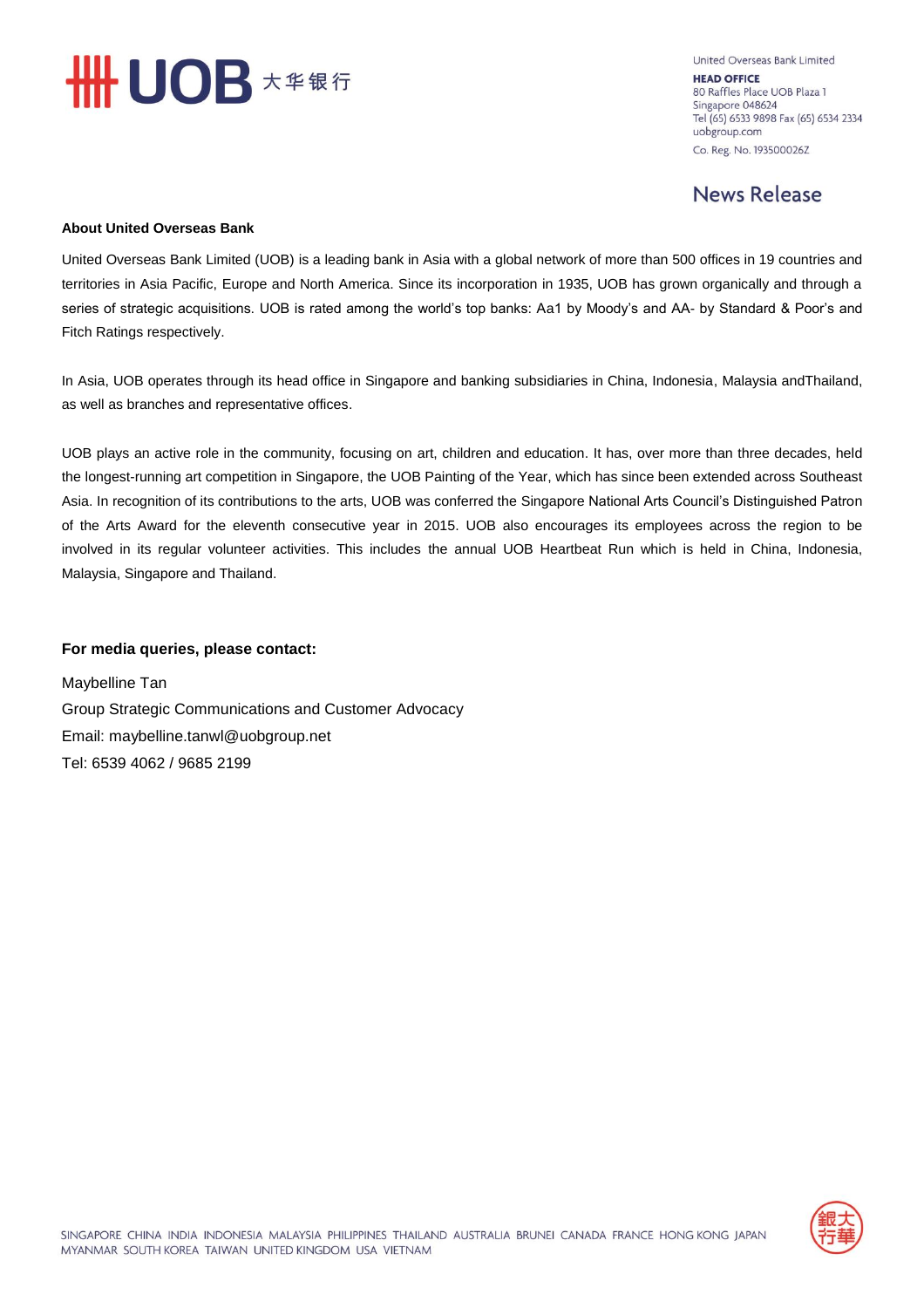## About United Overseas Bank

United Overseas Bank Limited (UOB) is a leading bank in Asia with a global network of more than 500 offices in 19 countries and territories in Asia Pacific, Europe and North America. Since its incorporation in 1935, UOB has grown organically and through a series of strategic acquisitions. UOB is rated among the world's top banks: Aa1 by Moody's and AA- by Standard & Poor's and Fitch Ratings respectively.

In Asia, UOB operates through its head office in Singapore and banking subsidiaries in China, Indonesia, Malaysia andThailand, as well as branches and representative offices.

UOB plays an active role in the community, focusing on art, children and education. It has, over more than three decades, held the longest-running art competition in Singapore, the UOB Painting of the Year, which has since been extended across Southeast Asia. In recognition of its contributions to the arts, UOB was conferred the Singapore National Arts Council's Distinguished Patron of the Arts Award for the eleventh consecutive year in 2015. UOB also encourages its employees across the region to be involved in its regular volunteer activities. This includes the annual UOB Heartbeat Run which is held in China, Indonesia, Malaysia, Singapore and Thailand.

**For media queries, please contact:**

Maybelline Tan
Group Strategic Communications and Customer Advocacy
Email: maybelline.tanwl@uobgroup.net
Tel: 6539 4062 / 9685 2199